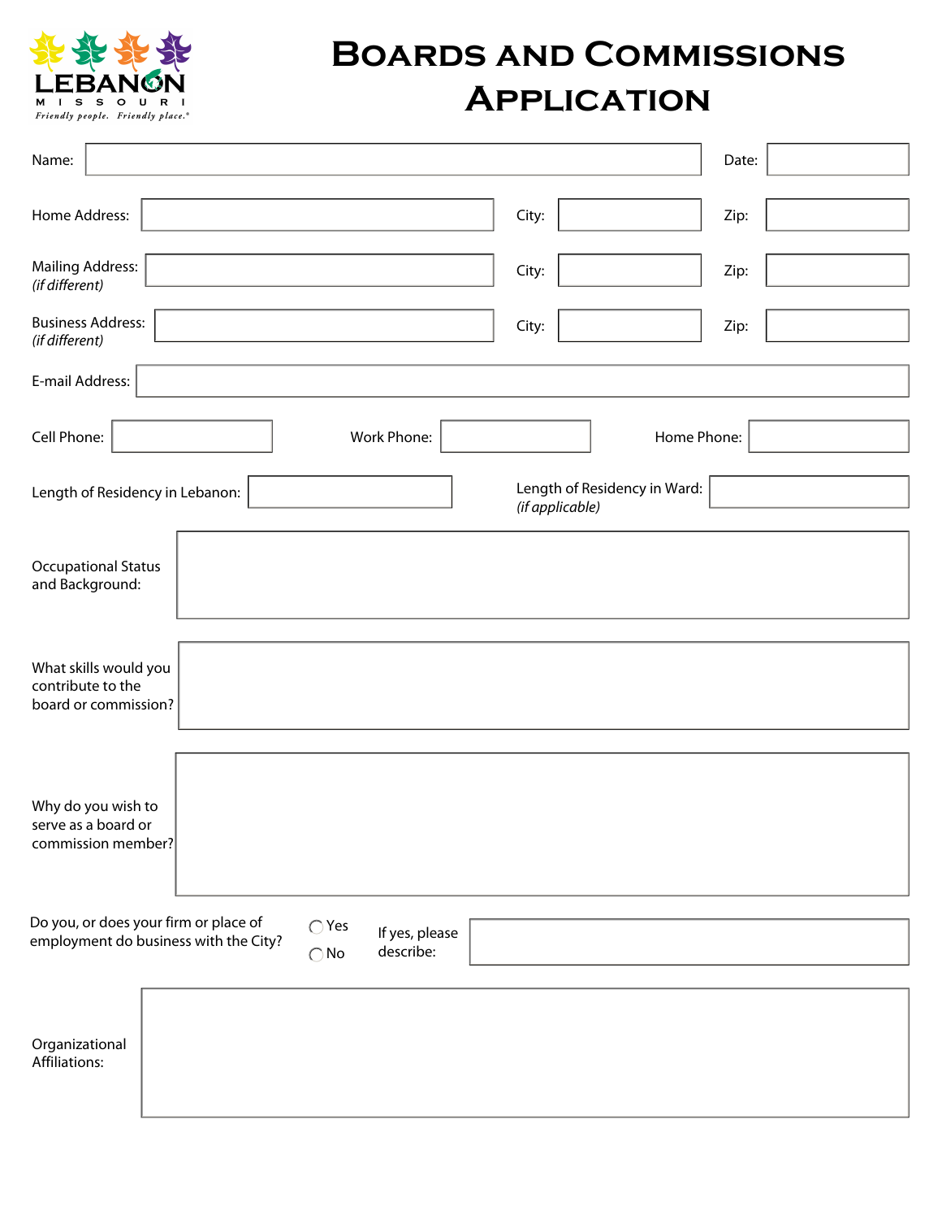LEBANON MISSOURI

*Friendly people. Friendly place.*®

# Boards and Commissions Application

Name: \_\_\_\_\_\_\_\_\_\_ Date: \_\_\_\_\_\_\_\_\_\_

Home Address: \_\_\_\_\_\_\_\_\_\_ City: \_\_\_\_\_\_\_\_\_\_ Zip: \_\_\_\_\_\_\_\_\_\_

Mailing Address: *(if different)* \_\_\_\_\_\_\_\_\_\_ City: \_\_\_\_\_\_\_\_\_\_ Zip: \_\_\_\_\_\_\_\_\_\_

Business Address: *(if different)* \_\_\_\_\_\_\_\_\_\_ City: \_\_\_\_\_\_\_\_\_\_ Zip: \_\_\_\_\_\_\_\_\_\_

E-mail Address: \_\_\_\_\_\_\_\_\_\_

Cell Phone: \_\_\_\_\_\_\_\_\_\_ Work Phone: \_\_\_\_\_\_\_\_\_\_ Home Phone: \_\_\_\_\_\_\_\_\_\_

Length of Residency in Lebanon: \_\_\_\_\_\_\_\_\_\_ Length of Residency in Ward: *(if applicable)* \_\_\_\_\_\_\_\_\_\_

Occupational Status and Background:

What skills would you contribute to the board or commission?

Why do you wish to serve as a board or commission member?

Do you, or does your firm or place of employment do business with the City?

- ◯ Yes
- ◯ No

If yes, please describe:

Organizational Affiliations: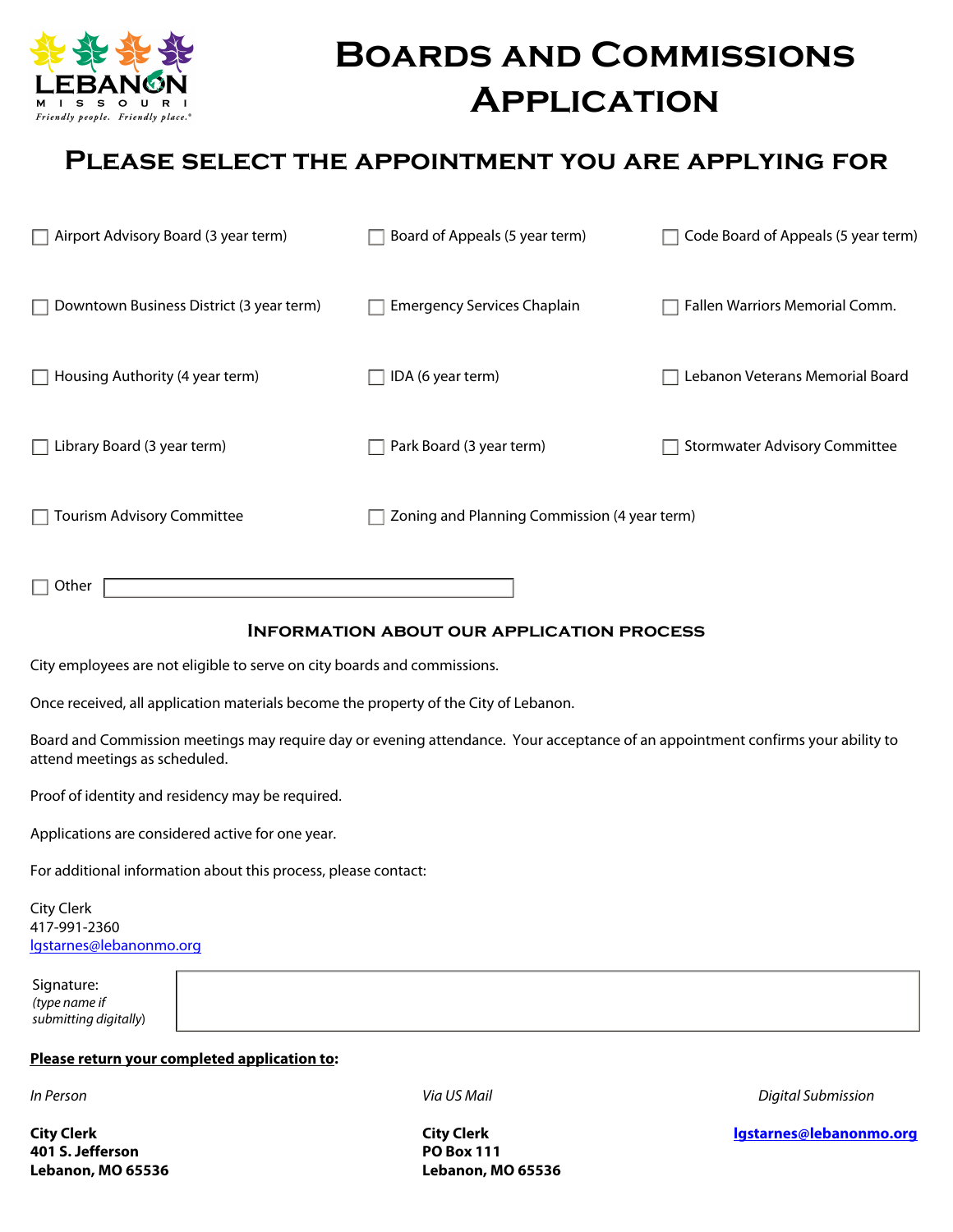# Boards and Commissions Application

## Please select the appointment you are applying for

- ☐ Airport Advisory Board (3 year term)
- ☐ Board of Appeals (5 year term)
- ☐ Code Board of Appeals (5 year term)
- ☐ Downtown Business District (3 year term)
- ☐ Emergency Services Chaplain
- ☐ Fallen Warriors Memorial Comm.
- ☐ Housing Authority (4 year term)
- ☐ IDA (6 year term)
- ☐ Lebanon Veterans Memorial Board
- ☐ Library Board (3 year term)
- ☐ Park Board (3 year term)
- ☐ Stormwater Advisory Committee
- ☐ Tourism Advisory Committee
- ☐ Zoning and Planning Commission (4 year term)
- ☐ Other ____________________

### Information about our application process

City employees are not eligible to serve on city boards and commissions.

Once received, all application materials become the property of the City of Lebanon.

Board and Commission meetings may require day or evening attendance. Your acceptance of an appointment confirms your ability to attend meetings as scheduled.

Proof of identity and residency may be required.

Applications are considered active for one year.

For additional information about this process, please contact:

City Clerk
417-991-2360
lgstarnes@lebanonmo.org

Signature:
*(type name if submitting digitally)* ____________________

**Please return your completed application to:**

| *In Person* | *Via US Mail* | *Digital Submission* |
| --- | --- | --- |
| **City Clerk**<br>**401 S. Jefferson**<br>**Lebanon, MO 65536** | **City Clerk**<br>**PO Box 111**<br>**Lebanon, MO 65536** | **lgstarnes@lebanonmo.org** |